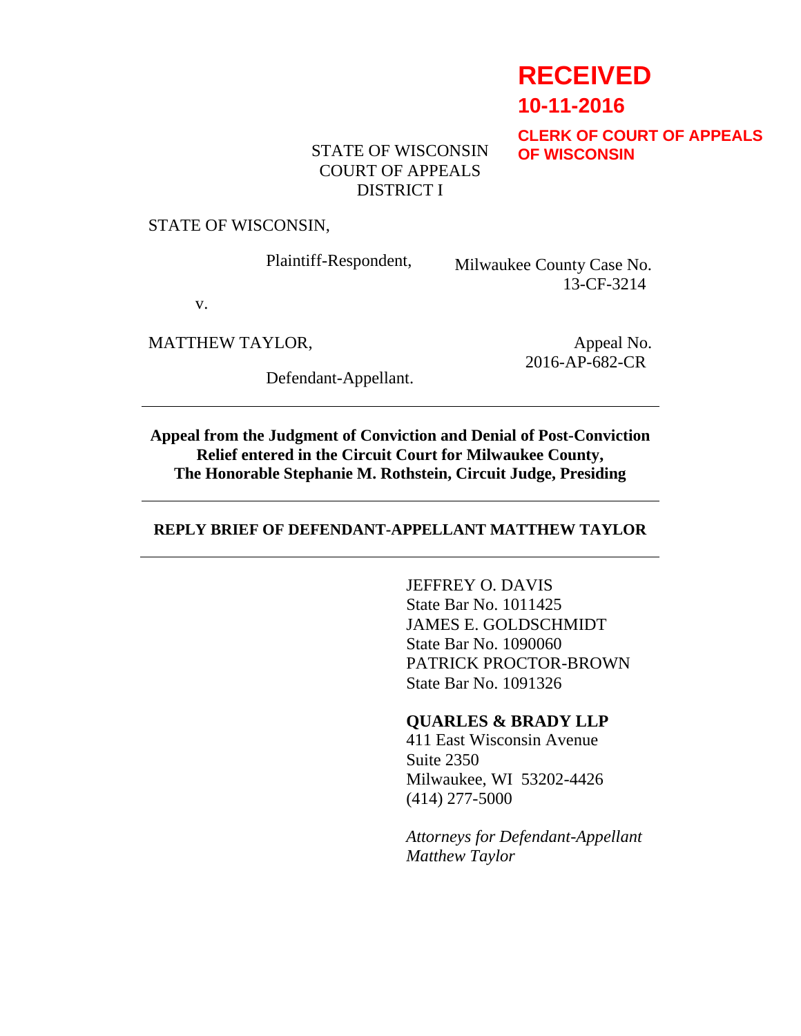**RECEIVED**
**10-11-2016**
**CLERK OF COURT OF APPEALS OF WISCONSIN**

STATE OF WISCONSIN
COURT OF APPEALS
DISTRICT I

STATE OF WISCONSIN,

Plaintiff-Respondent,

Milwaukee County Case No. 13-CF-3214

v.

MATTHEW TAYLOR,

Defendant-Appellant.

Appeal No. 2016-AP-682-CR

---

**Appeal from the Judgment of Conviction and Denial of Post-Conviction Relief entered in the Circuit Court for Milwaukee County, The Honorable Stephanie M. Rothstein, Circuit Judge, Presiding**

---

**REPLY BRIEF OF DEFENDANT-APPELLANT MATTHEW TAYLOR**

---

JEFFREY O. DAVIS
State Bar No. 1011425
JAMES E. GOLDSCHMIDT
State Bar No. 1090060
PATRICK PROCTOR-BROWN
State Bar No. 1091326

**QUARLES & BRADY LLP**
411 East Wisconsin Avenue
Suite 2350
Milwaukee, WI 53202-4426
(414) 277-5000

*Attorneys for Defendant-Appellant Matthew Taylor*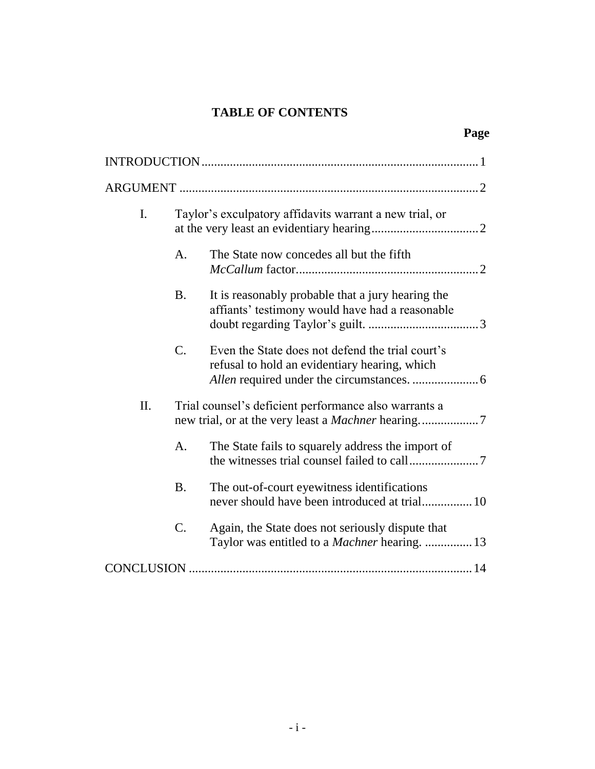## TABLE OF CONTENTS

**Page**

INTRODUCTION ........................................................................................ 1

ARGUMENT ............................................................................................... 2

- I. Taylor's exculpatory affidavits warrant a new trial, or at the very least an evidentiary hearing .................................. 2
  - A. The State now concedes all but the fifth *McCallum* factor ........................................................ 2
  - B. It is reasonably probable that a jury hearing the affiants' testimony would have had a reasonable doubt regarding Taylor's guilt. .................................. 3
  - C. Even the State does not defend the trial court's refusal to hold an evidentiary hearing, which *Allen* required under the circumstances. ..................... 6
- II. Trial counsel's deficient performance also warrants a new trial, or at the very least a *Machner* hearing. .................. 7
  - A. The State fails to squarely address the import of the witnesses trial counsel failed to call ...................... 7
  - B. The out-of-court eyewitness identifications never should have been introduced at trial ................ 10
  - C. Again, the State does not seriously dispute that Taylor was entitled to a *Machner* hearing. ............... 13

CONCLUSION .......................................................................................... 14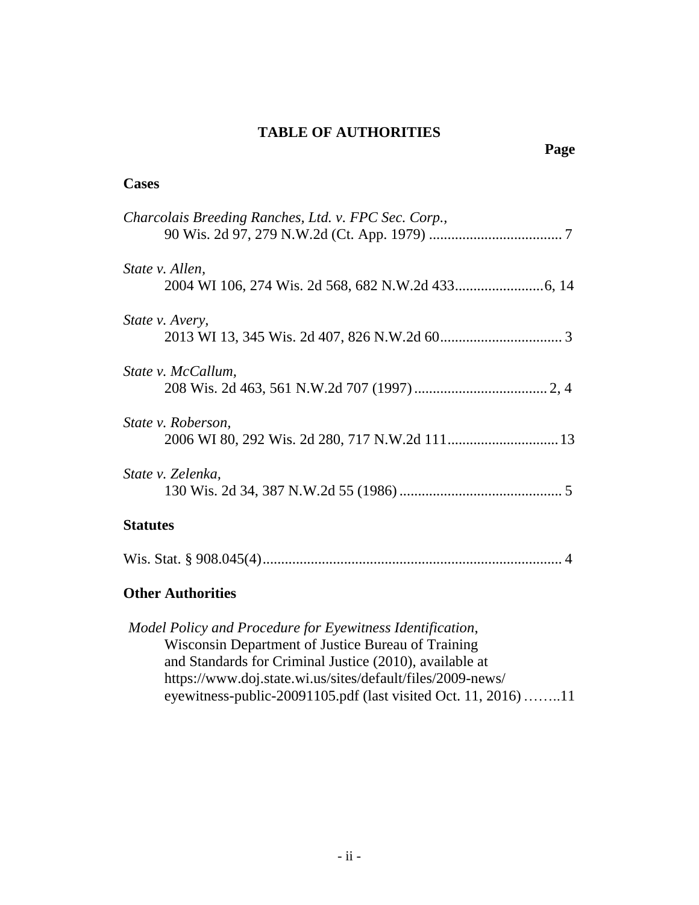# TABLE OF AUTHORITIES

**Page**

**Cases**

*Charcolais Breeding Ranches, Ltd. v. FPC Sec. Corp.*,
90 Wis. 2d 97, 279 N.W.2d (Ct. App. 1979) .................................... 7

*State v. Allen*,
2004 WI 106, 274 Wis. 2d 568, 682 N.W.2d 433........................6, 14

*State v. Avery*,
2013 WI 13, 345 Wis. 2d 407, 826 N.W.2d 60................................. 3

*State v. McCallum*,
208 Wis. 2d 463, 561 N.W.2d 707 (1997).................................... 2, 4

*State v. Roberson*,
2006 WI 80, 292 Wis. 2d 280, 717 N.W.2d 111............................. 13

*State v. Zelenka*,
130 Wis. 2d 34, 387 N.W.2d 55 (1986)............................................ 5

**Statutes**

Wis. Stat. § 908.045(4)................................................................................ 4

**Other Authorities**

*Model Policy and Procedure for Eyewitness Identification*,
Wisconsin Department of Justice Bureau of Training and Standards for Criminal Justice (2010), available at https://www.doj.state.wi.us/sites/default/files/2009-news/eyewitness-public-20091105.pdf (last visited Oct. 11, 2016) ……..11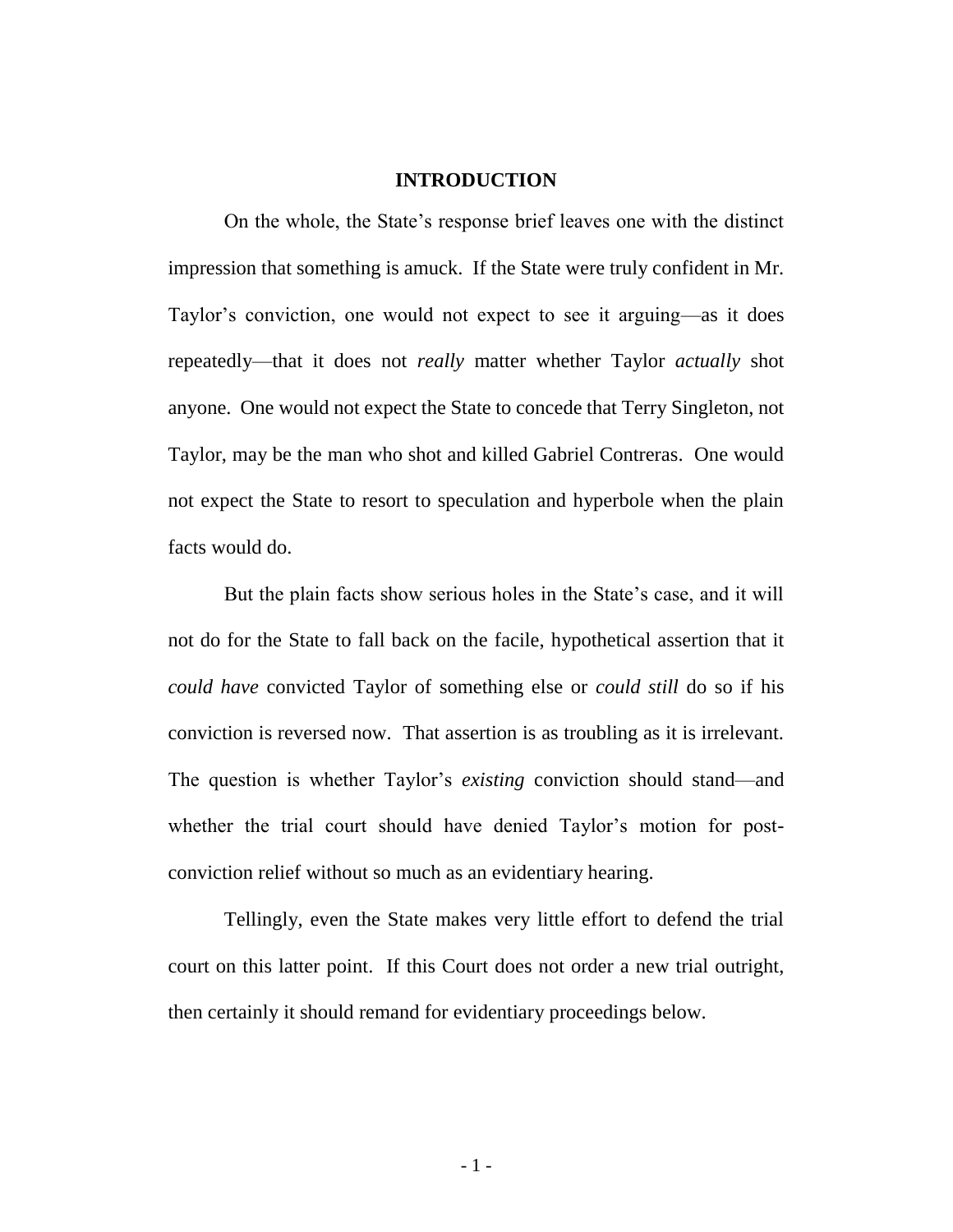## INTRODUCTION

On the whole, the State's response brief leaves one with the distinct impression that something is amuck. If the State were truly confident in Mr. Taylor's conviction, one would not expect to see it arguing—as it does repeatedly—that it does not *really* matter whether Taylor *actually* shot anyone. One would not expect the State to concede that Terry Singleton, not Taylor, may be the man who shot and killed Gabriel Contreras. One would not expect the State to resort to speculation and hyperbole when the plain facts would do.

But the plain facts show serious holes in the State's case, and it will not do for the State to fall back on the facile, hypothetical assertion that it *could have* convicted Taylor of something else or *could still* do so if his conviction is reversed now. That assertion is as troubling as it is irrelevant. The question is whether Taylor's *existing* conviction should stand—and whether the trial court should have denied Taylor's motion for post-conviction relief without so much as an evidentiary hearing.

Tellingly, even the State makes very little effort to defend the trial court on this latter point. If this Court does not order a new trial outright, then certainly it should remand for evidentiary proceedings below.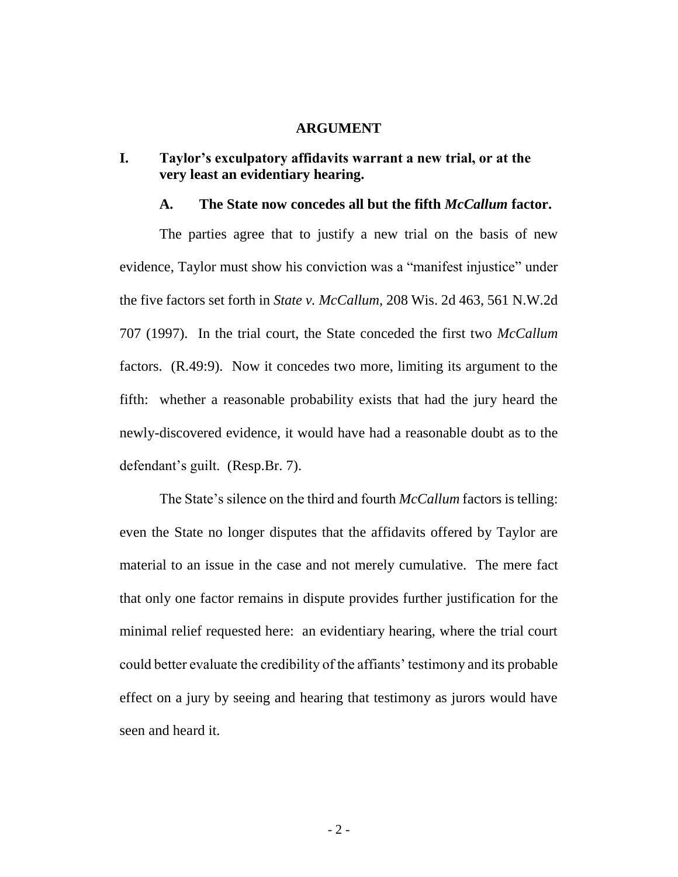## ARGUMENT

### I. Taylor's exculpatory affidavits warrant a new trial, or at the very least an evidentiary hearing.

#### A. The State now concedes all but the fifth *McCallum* factor.

The parties agree that to justify a new trial on the basis of new evidence, Taylor must show his conviction was a "manifest injustice" under the five factors set forth in *State v. McCallum*, 208 Wis. 2d 463, 561 N.W.2d 707 (1997). In the trial court, the State conceded the first two *McCallum* factors. (R.49:9). Now it concedes two more, limiting its argument to the fifth: whether a reasonable probability exists that had the jury heard the newly-discovered evidence, it would have had a reasonable doubt as to the defendant's guilt. (Resp.Br. 7).

The State's silence on the third and fourth *McCallum* factors is telling: even the State no longer disputes that the affidavits offered by Taylor are material to an issue in the case and not merely cumulative. The mere fact that only one factor remains in dispute provides further justification for the minimal relief requested here: an evidentiary hearing, where the trial court could better evaluate the credibility of the affiants' testimony and its probable effect on a jury by seeing and hearing that testimony as jurors would have seen and heard it.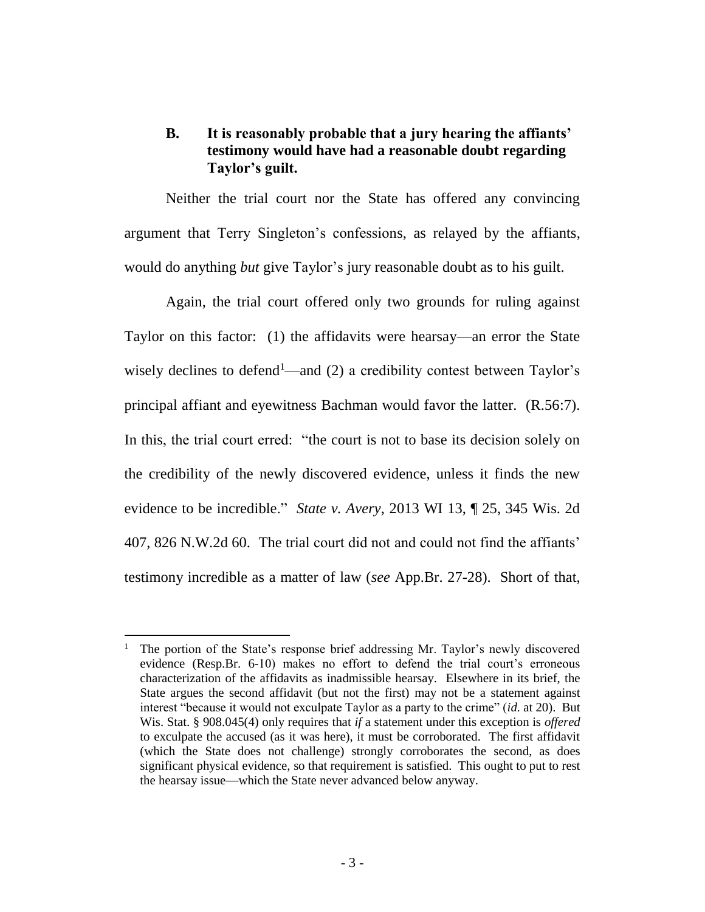### B. It is reasonably probable that a jury hearing the affiants' testimony would have had a reasonable doubt regarding Taylor's guilt.

Neither the trial court nor the State has offered any convincing argument that Terry Singleton's confessions, as relayed by the affiants, would do anything *but* give Taylor's jury reasonable doubt as to his guilt.

Again, the trial court offered only two grounds for ruling against Taylor on this factor: (1) the affidavits were hearsay—an error the State wisely declines to defend[1]—and (2) a credibility contest between Taylor's principal affiant and eyewitness Bachman would favor the latter. (R.56:7). In this, the trial court erred: "the court is not to base its decision solely on the credibility of the newly discovered evidence, unless it finds the new evidence to be incredible." *State v. Avery*, 2013 WI 13, ¶ 25, 345 Wis. 2d 407, 826 N.W.2d 60. The trial court did not and could not find the affiants' testimony incredible as a matter of law (*see* App.Br. 27-28). Short of that,

---

[1] The portion of the State's response brief addressing Mr. Taylor's newly discovered evidence (Resp.Br. 6-10) makes no effort to defend the trial court's erroneous characterization of the affidavits as inadmissible hearsay. Elsewhere in its brief, the State argues the second affidavit (but not the first) may not be a statement against interest "because it would not exculpate Taylor as a party to the crime" (*id.* at 20). But Wis. Stat. § 908.045(4) only requires that *if* a statement under this exception is *offered* to exculpate the accused (as it was here), it must be corroborated. The first affidavit (which the State does not challenge) strongly corroborates the second, as does significant physical evidence, so that requirement is satisfied. This ought to put to rest the hearsay issue—which the State never advanced below anyway.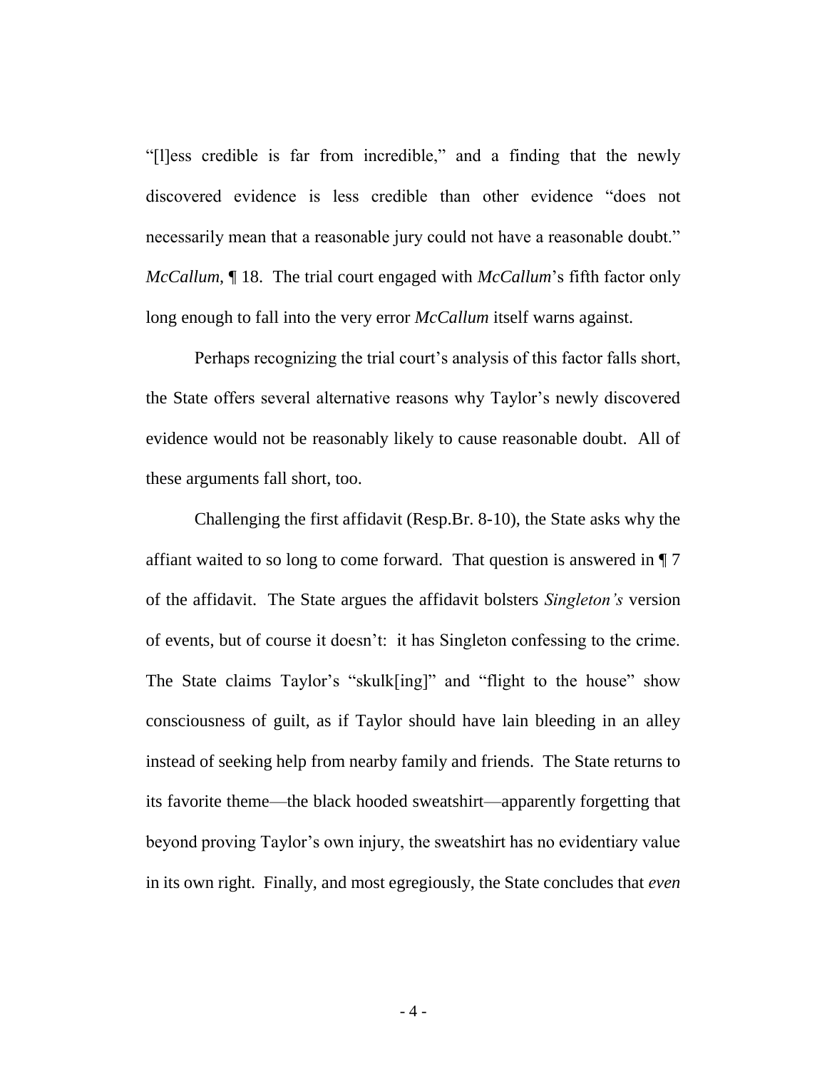"[l]ess credible is far from incredible," and a finding that the newly discovered evidence is less credible than other evidence "does not necessarily mean that a reasonable jury could not have a reasonable doubt." *McCallum*, ¶ 18. The trial court engaged with *McCallum*'s fifth factor only long enough to fall into the very error *McCallum* itself warns against.

Perhaps recognizing the trial court's analysis of this factor falls short, the State offers several alternative reasons why Taylor's newly discovered evidence would not be reasonably likely to cause reasonable doubt. All of these arguments fall short, too.

Challenging the first affidavit (Resp.Br. 8-10), the State asks why the affiant waited to so long to come forward. That question is answered in ¶ 7 of the affidavit. The State argues the affidavit bolsters *Singleton's* version of events, but of course it doesn't: it has Singleton confessing to the crime. The State claims Taylor's "skulk[ing]" and "flight to the house" show consciousness of guilt, as if Taylor should have lain bleeding in an alley instead of seeking help from nearby family and friends. The State returns to its favorite theme—the black hooded sweatshirt—apparently forgetting that beyond proving Taylor's own injury, the sweatshirt has no evidentiary value in its own right. Finally, and most egregiously, the State concludes that *even*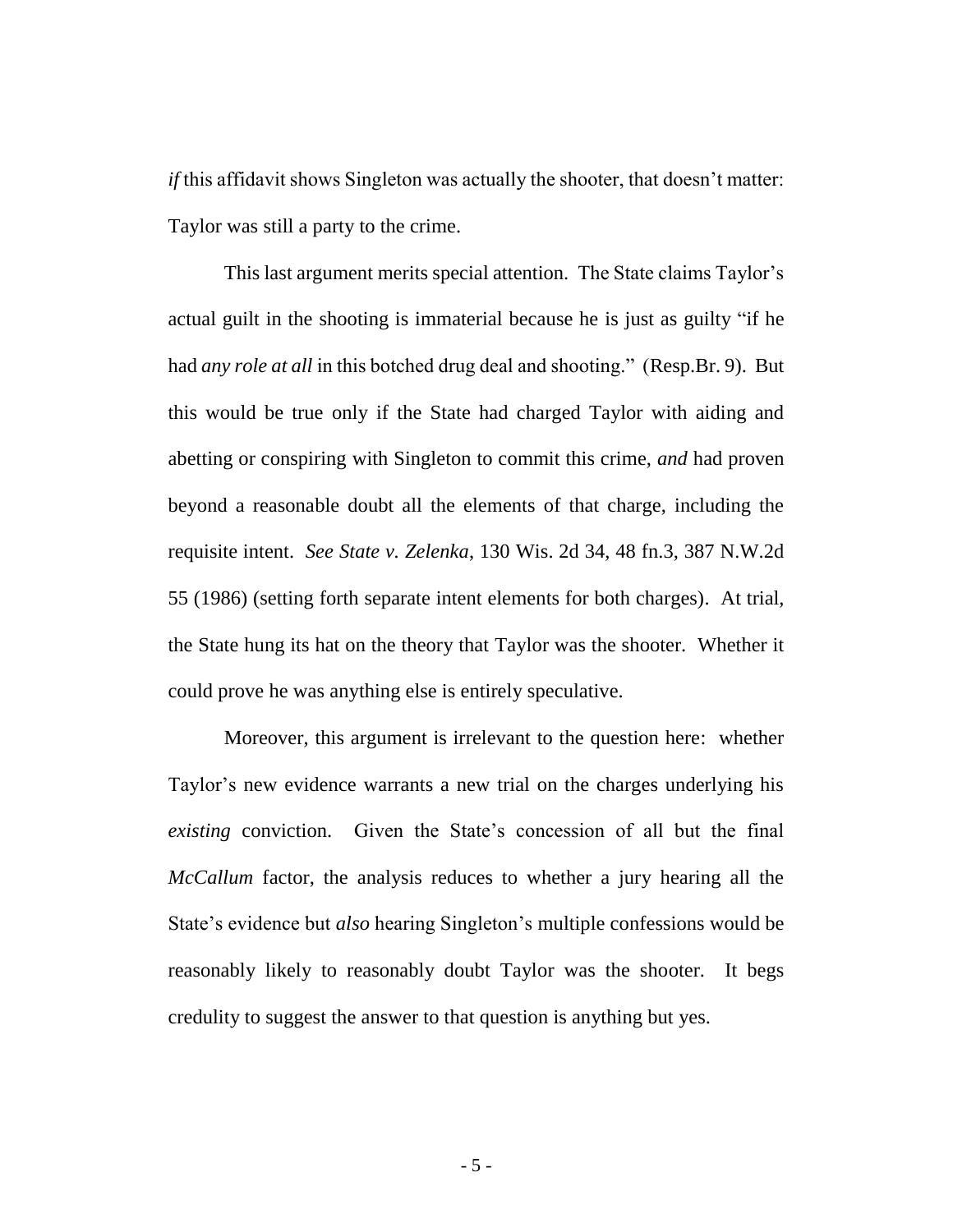*if* this affidavit shows Singleton was actually the shooter, that doesn't matter: Taylor was still a party to the crime.

This last argument merits special attention. The State claims Taylor's actual guilt in the shooting is immaterial because he is just as guilty "if he had *any role at all* in this botched drug deal and shooting." (Resp.Br. 9). But this would be true only if the State had charged Taylor with aiding and abetting or conspiring with Singleton to commit this crime, *and* had proven beyond a reasonable doubt all the elements of that charge, including the requisite intent. *See State v. Zelenka*, 130 Wis. 2d 34, 48 fn.3, 387 N.W.2d 55 (1986) (setting forth separate intent elements for both charges). At trial, the State hung its hat on the theory that Taylor was the shooter. Whether it could prove he was anything else is entirely speculative.

Moreover, this argument is irrelevant to the question here: whether Taylor's new evidence warrants a new trial on the charges underlying his *existing* conviction. Given the State's concession of all but the final *McCallum* factor, the analysis reduces to whether a jury hearing all the State's evidence but *also* hearing Singleton's multiple confessions would be reasonably likely to reasonably doubt Taylor was the shooter. It begs credulity to suggest the answer to that question is anything but yes.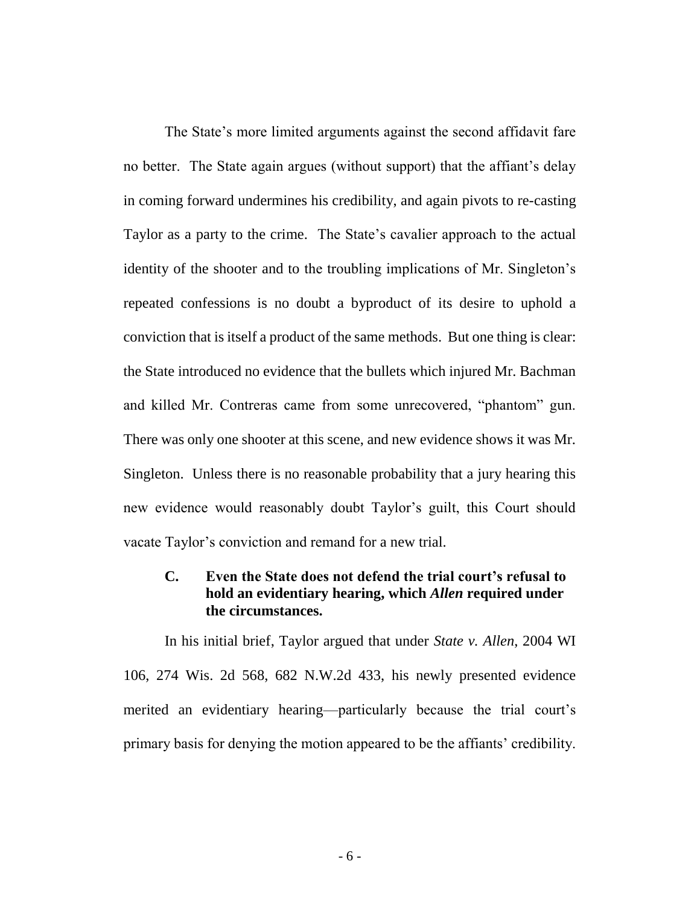The State's more limited arguments against the second affidavit fare no better. The State again argues (without support) that the affiant's delay in coming forward undermines his credibility, and again pivots to re-casting Taylor as a party to the crime. The State's cavalier approach to the actual identity of the shooter and to the troubling implications of Mr. Singleton's repeated confessions is no doubt a byproduct of its desire to uphold a conviction that is itself a product of the same methods. But one thing is clear: the State introduced no evidence that the bullets which injured Mr. Bachman and killed Mr. Contreras came from some unrecovered, "phantom" gun. There was only one shooter at this scene, and new evidence shows it was Mr. Singleton. Unless there is no reasonable probability that a jury hearing this new evidence would reasonably doubt Taylor's guilt, this Court should vacate Taylor's conviction and remand for a new trial.

### C. Even the State does not defend the trial court's refusal to hold an evidentiary hearing, which *Allen* required under the circumstances.

In his initial brief, Taylor argued that under *State v. Allen*, 2004 WI 106, 274 Wis. 2d 568, 682 N.W.2d 433, his newly presented evidence merited an evidentiary hearing—particularly because the trial court's primary basis for denying the motion appeared to be the affiants' credibility.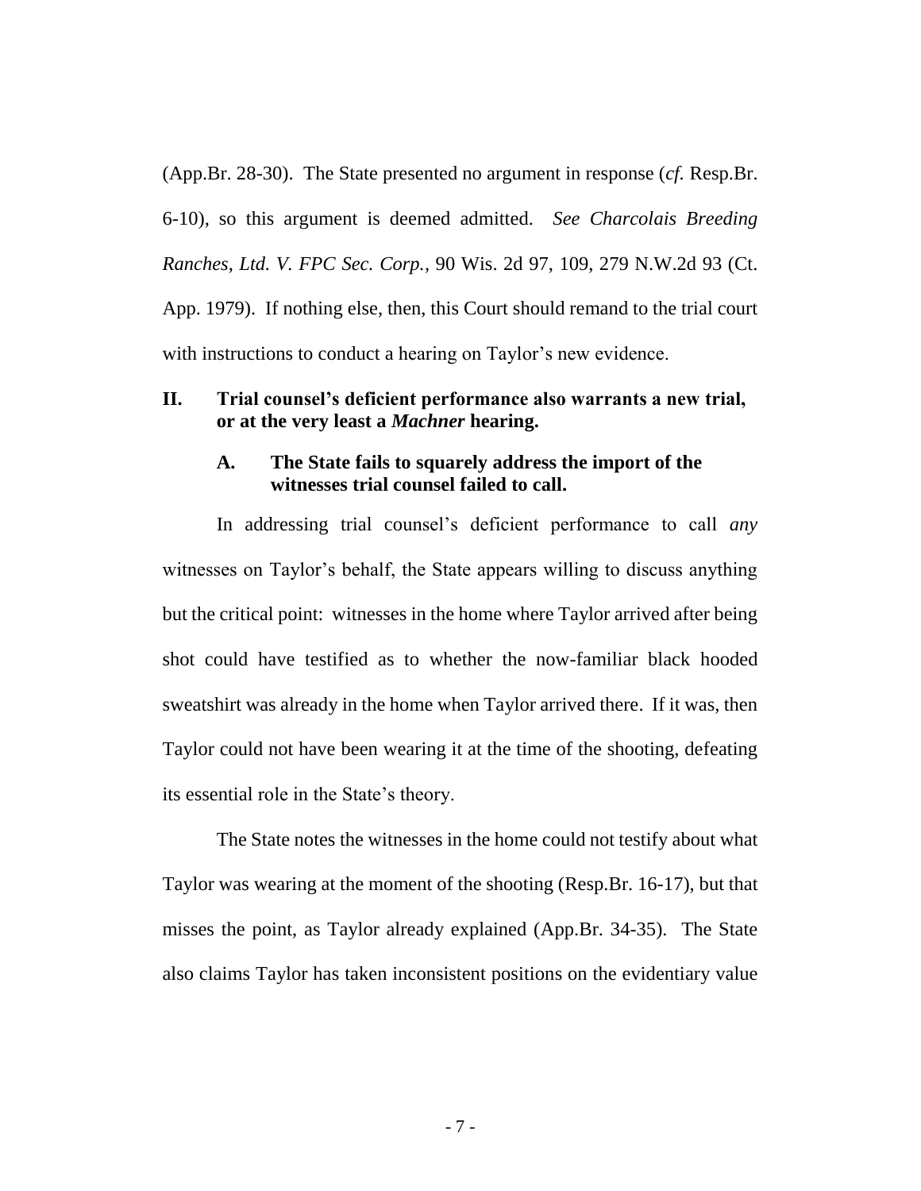(App.Br. 28-30). The State presented no argument in response (*cf.* Resp.Br. 6-10), so this argument is deemed admitted. *See Charcolais Breeding Ranches, Ltd. V. FPC Sec. Corp.*, 90 Wis. 2d 97, 109, 279 N.W.2d 93 (Ct. App. 1979). If nothing else, then, this Court should remand to the trial court with instructions to conduct a hearing on Taylor's new evidence.

## II. Trial counsel's deficient performance also warrants a new trial, or at the very least a *Machner* hearing.

### A. The State fails to squarely address the import of the witnesses trial counsel failed to call.

In addressing trial counsel's deficient performance to call *any* witnesses on Taylor's behalf, the State appears willing to discuss anything but the critical point: witnesses in the home where Taylor arrived after being shot could have testified as to whether the now-familiar black hooded sweatshirt was already in the home when Taylor arrived there. If it was, then Taylor could not have been wearing it at the time of the shooting, defeating its essential role in the State's theory.

The State notes the witnesses in the home could not testify about what Taylor was wearing at the moment of the shooting (Resp.Br. 16-17), but that misses the point, as Taylor already explained (App.Br. 34-35). The State also claims Taylor has taken inconsistent positions on the evidentiary value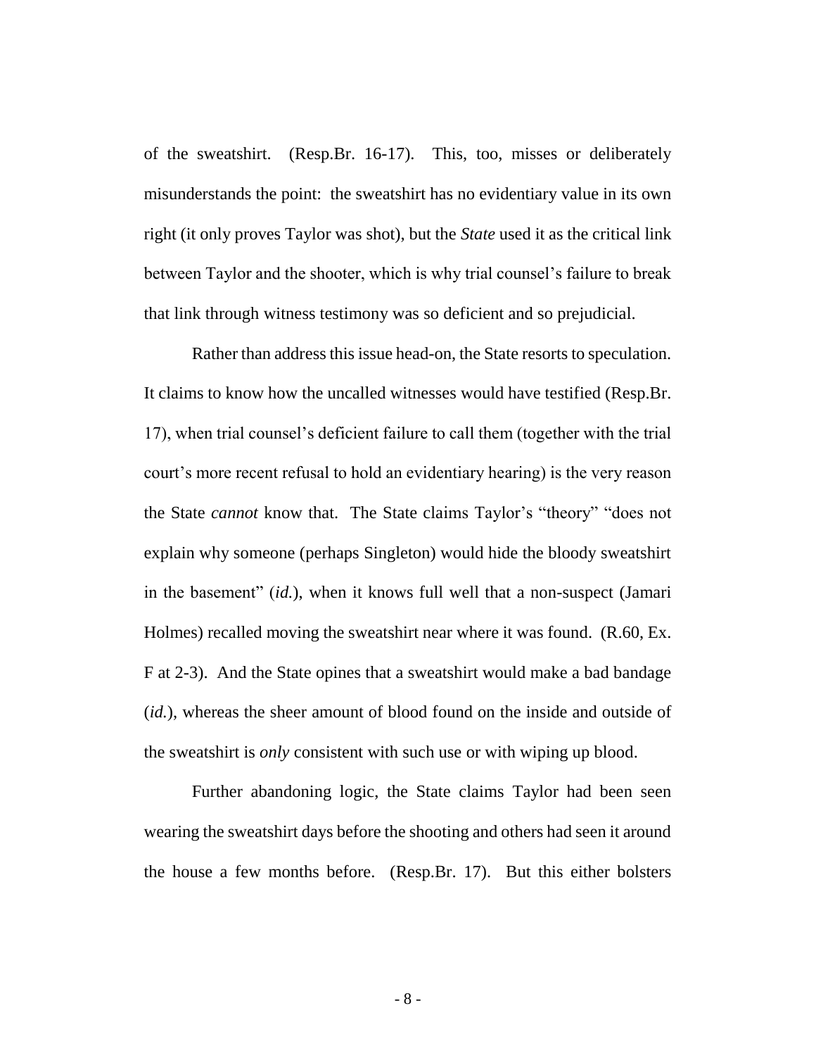of the sweatshirt. (Resp.Br. 16-17). This, too, misses or deliberately misunderstands the point: the sweatshirt has no evidentiary value in its own right (it only proves Taylor was shot), but the *State* used it as the critical link between Taylor and the shooter, which is why trial counsel's failure to break that link through witness testimony was so deficient and so prejudicial.

Rather than address this issue head-on, the State resorts to speculation. It claims to know how the uncalled witnesses would have testified (Resp.Br. 17), when trial counsel's deficient failure to call them (together with the trial court's more recent refusal to hold an evidentiary hearing) is the very reason the State *cannot* know that. The State claims Taylor's "theory" "does not explain why someone (perhaps Singleton) would hide the bloody sweatshirt in the basement" (*id.*), when it knows full well that a non-suspect (Jamari Holmes) recalled moving the sweatshirt near where it was found. (R.60, Ex. F at 2-3). And the State opines that a sweatshirt would make a bad bandage (*id.*), whereas the sheer amount of blood found on the inside and outside of the sweatshirt is *only* consistent with such use or with wiping up blood.

Further abandoning logic, the State claims Taylor had been seen wearing the sweatshirt days before the shooting and others had seen it around the house a few months before. (Resp.Br. 17). But this either bolsters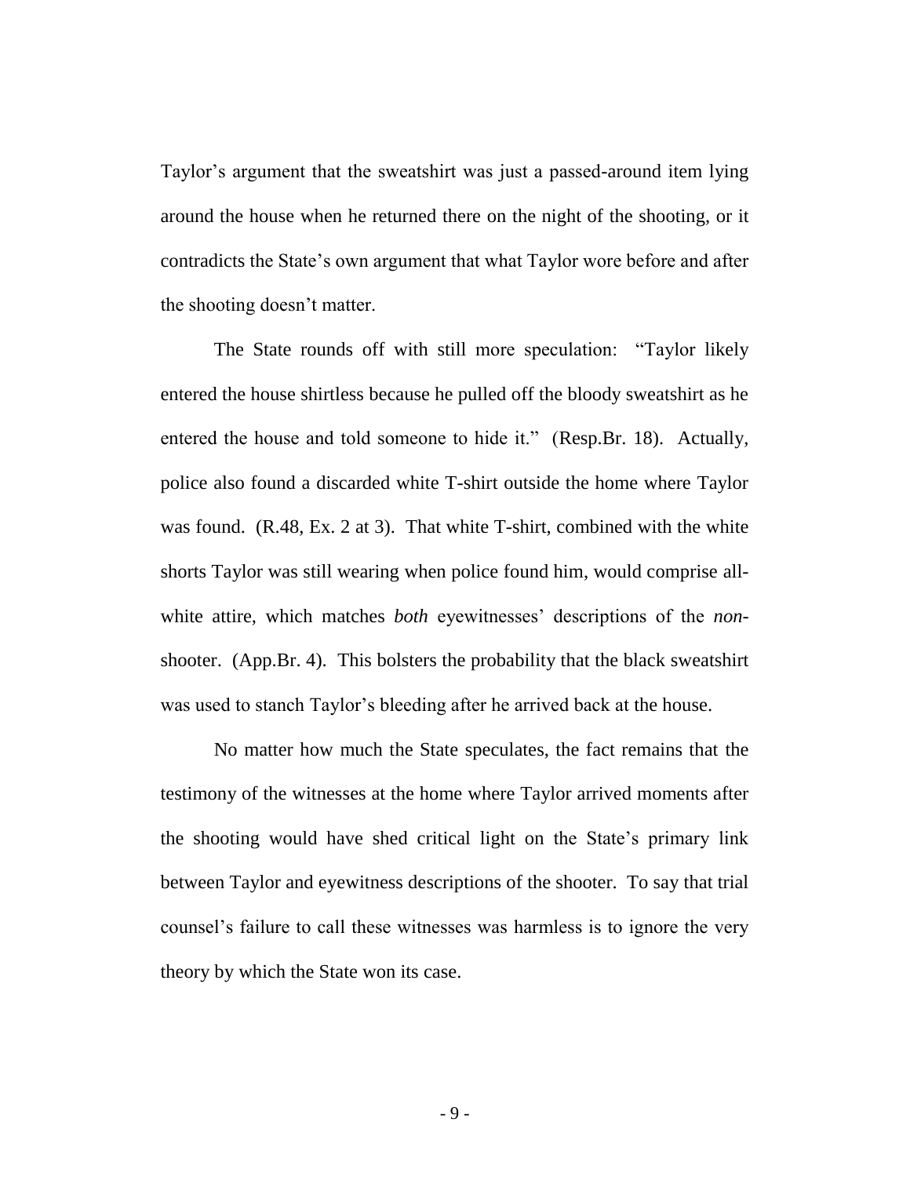Taylor's argument that the sweatshirt was just a passed-around item lying around the house when he returned there on the night of the shooting, or it contradicts the State's own argument that what Taylor wore before and after the shooting doesn't matter.

The State rounds off with still more speculation: "Taylor likely entered the house shirtless because he pulled off the bloody sweatshirt as he entered the house and told someone to hide it." (Resp.Br. 18). Actually, police also found a discarded white T-shirt outside the home where Taylor was found. (R.48, Ex. 2 at 3). That white T-shirt, combined with the white shorts Taylor was still wearing when police found him, would comprise all-white attire, which matches *both* eyewitnesses' descriptions of the *non*-shooter. (App.Br. 4). This bolsters the probability that the black sweatshirt was used to stanch Taylor's bleeding after he arrived back at the house.

No matter how much the State speculates, the fact remains that the testimony of the witnesses at the home where Taylor arrived moments after the shooting would have shed critical light on the State's primary link between Taylor and eyewitness descriptions of the shooter. To say that trial counsel's failure to call these witnesses was harmless is to ignore the very theory by which the State won its case.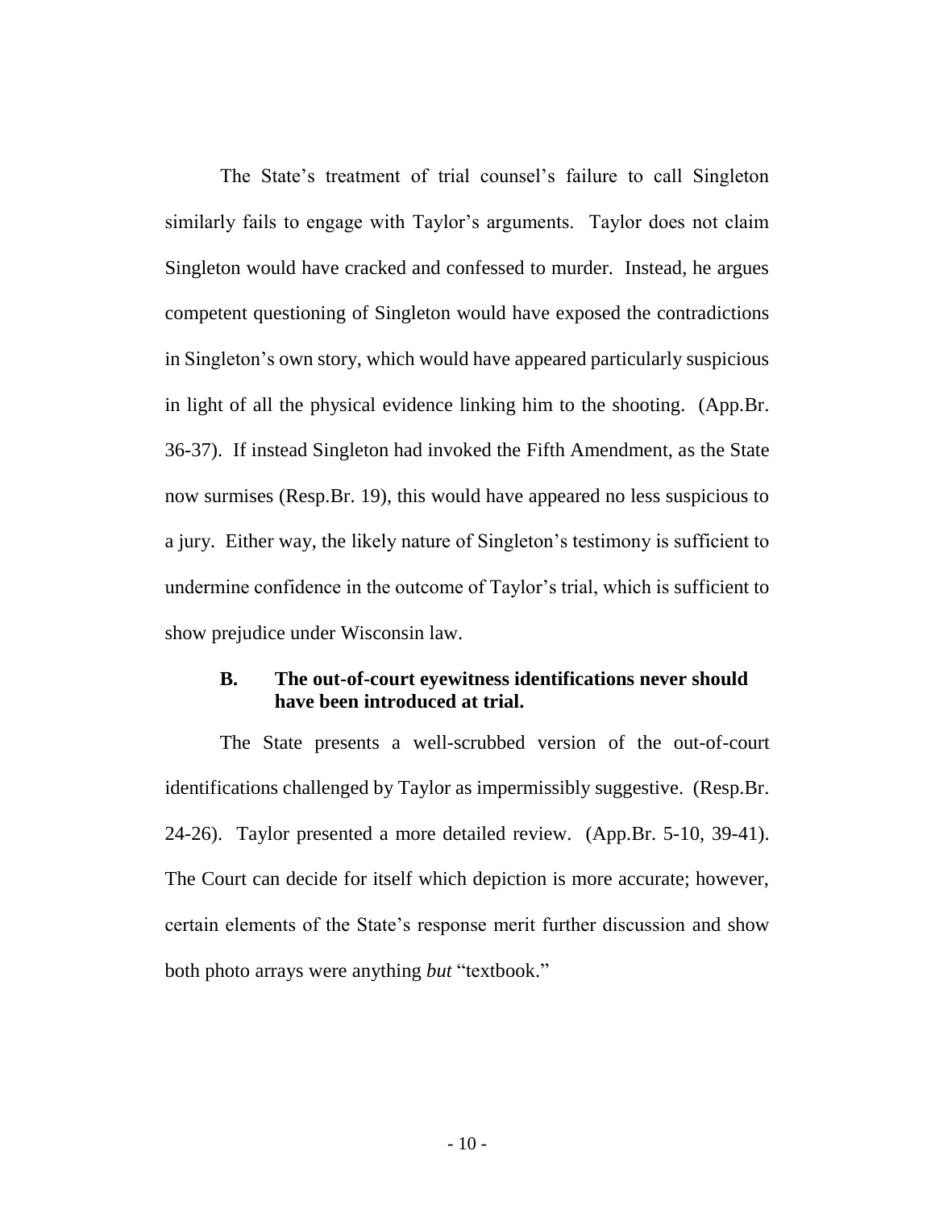The State's treatment of trial counsel's failure to call Singleton similarly fails to engage with Taylor's arguments. Taylor does not claim Singleton would have cracked and confessed to murder. Instead, he argues competent questioning of Singleton would have exposed the contradictions in Singleton's own story, which would have appeared particularly suspicious in light of all the physical evidence linking him to the shooting. (App.Br. 36-37). If instead Singleton had invoked the Fifth Amendment, as the State now surmises (Resp.Br. 19), this would have appeared no less suspicious to a jury. Either way, the likely nature of Singleton's testimony is sufficient to undermine confidence in the outcome of Taylor's trial, which is sufficient to show prejudice under Wisconsin law.

### B. The out-of-court eyewitness identifications never should have been introduced at trial.

The State presents a well-scrubbed version of the out-of-court identifications challenged by Taylor as impermissibly suggestive. (Resp.Br. 24-26). Taylor presented a more detailed review. (App.Br. 5-10, 39-41). The Court can decide for itself which depiction is more accurate; however, certain elements of the State's response merit further discussion and show both photo arrays were anything *but* "textbook."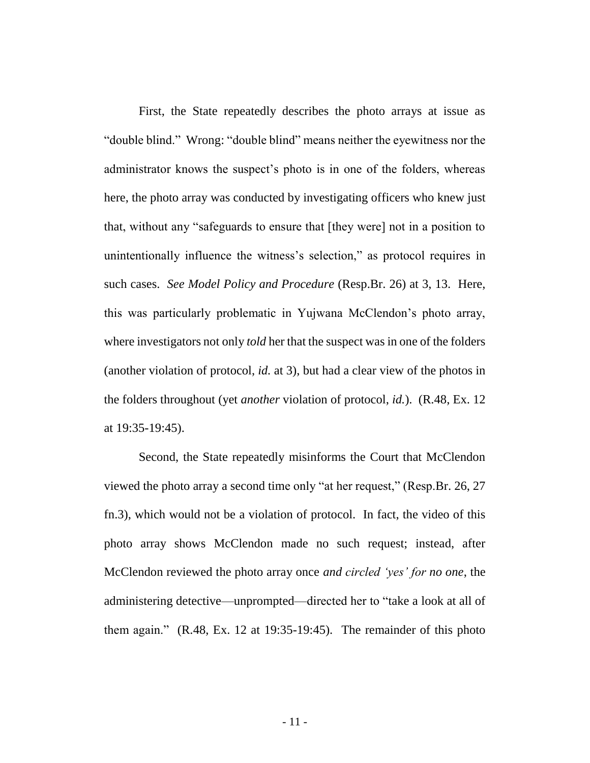First, the State repeatedly describes the photo arrays at issue as "double blind." Wrong: "double blind" means neither the eyewitness nor the administrator knows the suspect's photo is in one of the folders, whereas here, the photo array was conducted by investigating officers who knew just that, without any "safeguards to ensure that [they were] not in a position to unintentionally influence the witness's selection," as protocol requires in such cases. *See Model Policy and Procedure* (Resp.Br. 26) at 3, 13. Here, this was particularly problematic in Yujwana McClendon's photo array, where investigators not only *told* her that the suspect was in one of the folders (another violation of protocol, *id.* at 3), but had a clear view of the photos in the folders throughout (yet *another* violation of protocol, *id.*). (R.48, Ex. 12 at 19:35-19:45).

Second, the State repeatedly misinforms the Court that McClendon viewed the photo array a second time only "at her request," (Resp.Br. 26, 27 fn.3), which would not be a violation of protocol. In fact, the video of this photo array shows McClendon made no such request; instead, after McClendon reviewed the photo array once *and circled 'yes' for no one*, the administering detective—unprompted—directed her to "take a look at all of them again." (R.48, Ex. 12 at 19:35-19:45). The remainder of this photo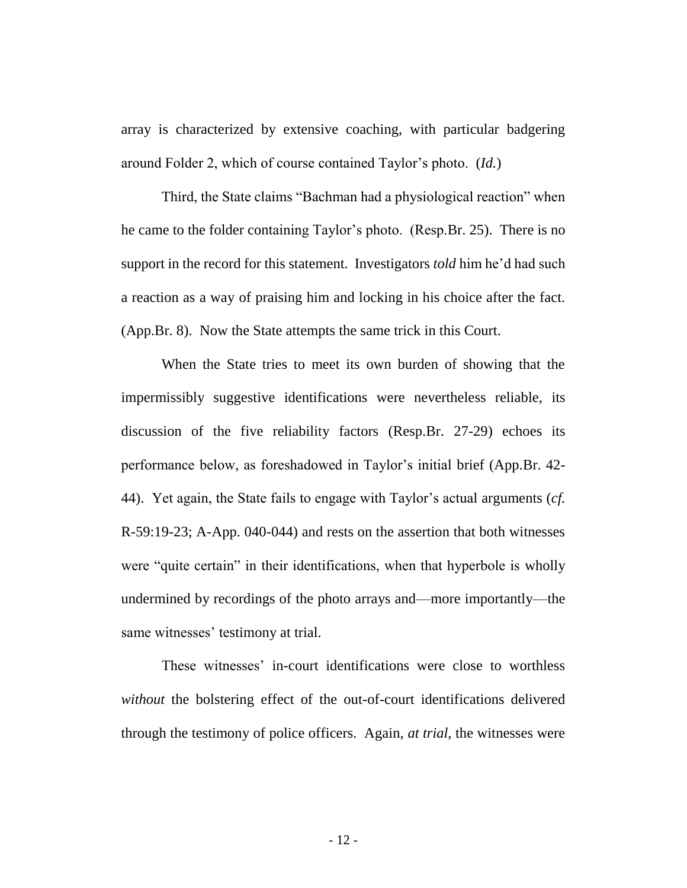array is characterized by extensive coaching, with particular badgering around Folder 2, which of course contained Taylor's photo. (*Id.*)

Third, the State claims "Bachman had a physiological reaction" when he came to the folder containing Taylor's photo. (Resp.Br. 25). There is no support in the record for this statement. Investigators *told* him he'd had such a reaction as a way of praising him and locking in his choice after the fact. (App.Br. 8). Now the State attempts the same trick in this Court.

When the State tries to meet its own burden of showing that the impermissibly suggestive identifications were nevertheless reliable, its discussion of the five reliability factors (Resp.Br. 27-29) echoes its performance below, as foreshadowed in Taylor's initial brief (App.Br. 42-44). Yet again, the State fails to engage with Taylor's actual arguments (*cf.* R-59:19-23; A-App. 040-044) and rests on the assertion that both witnesses were "quite certain" in their identifications, when that hyperbole is wholly undermined by recordings of the photo arrays and—more importantly—the same witnesses' testimony at trial.

These witnesses' in-court identifications were close to worthless *without* the bolstering effect of the out-of-court identifications delivered through the testimony of police officers. Again, *at trial*, the witnesses were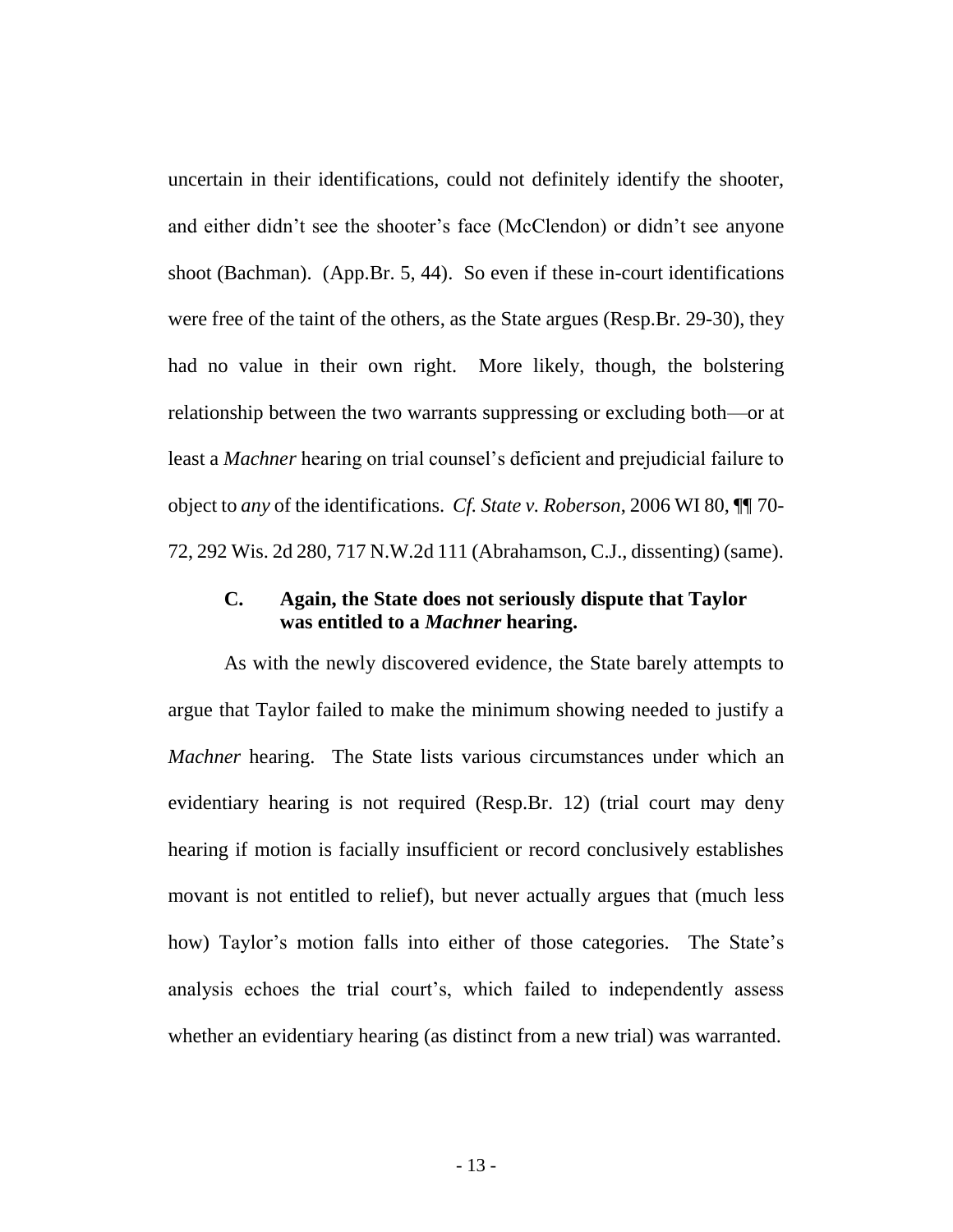uncertain in their identifications, could not definitely identify the shooter, and either didn't see the shooter's face (McClendon) or didn't see anyone shoot (Bachman). (App.Br. 5, 44). So even if these in-court identifications were free of the taint of the others, as the State argues (Resp.Br. 29-30), they had no value in their own right. More likely, though, the bolstering relationship between the two warrants suppressing or excluding both—or at least a *Machner* hearing on trial counsel's deficient and prejudicial failure to object to *any* of the identifications. *Cf. State v. Roberson*, 2006 WI 80, ¶¶ 70-72, 292 Wis. 2d 280, 717 N.W.2d 111 (Abrahamson, C.J., dissenting) (same).

### C. Again, the State does not seriously dispute that Taylor was entitled to a *Machner* hearing.

As with the newly discovered evidence, the State barely attempts to argue that Taylor failed to make the minimum showing needed to justify a *Machner* hearing. The State lists various circumstances under which an evidentiary hearing is not required (Resp.Br. 12) (trial court may deny hearing if motion is facially insufficient or record conclusively establishes movant is not entitled to relief), but never actually argues that (much less how) Taylor's motion falls into either of those categories. The State's analysis echoes the trial court's, which failed to independently assess whether an evidentiary hearing (as distinct from a new trial) was warranted.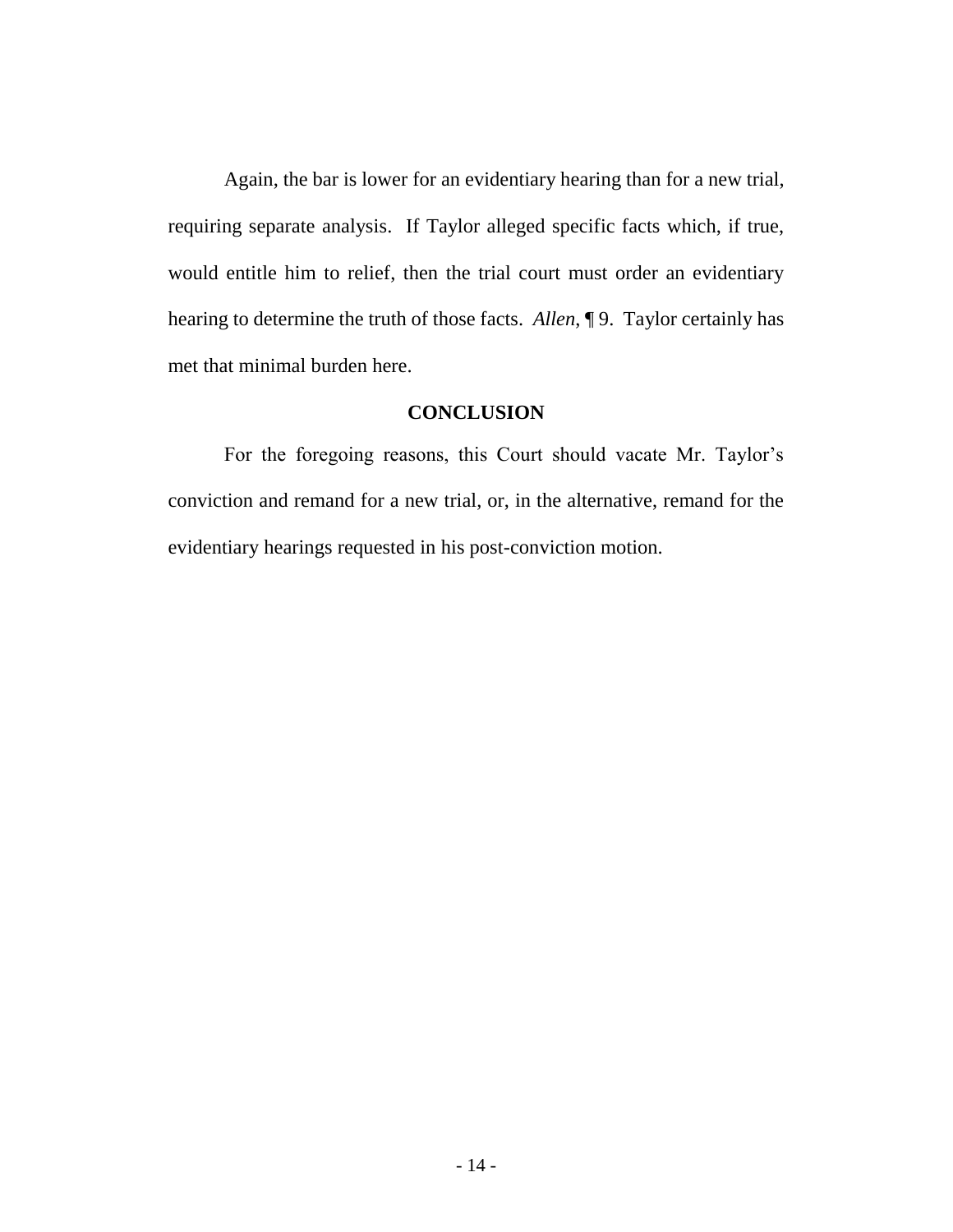Again, the bar is lower for an evidentiary hearing than for a new trial, requiring separate analysis. If Taylor alleged specific facts which, if true, would entitle him to relief, then the trial court must order an evidentiary hearing to determine the truth of those facts. *Allen*, ¶ 9. Taylor certainly has met that minimal burden here.

## CONCLUSION

For the foregoing reasons, this Court should vacate Mr. Taylor's conviction and remand for a new trial, or, in the alternative, remand for the evidentiary hearings requested in his post-conviction motion.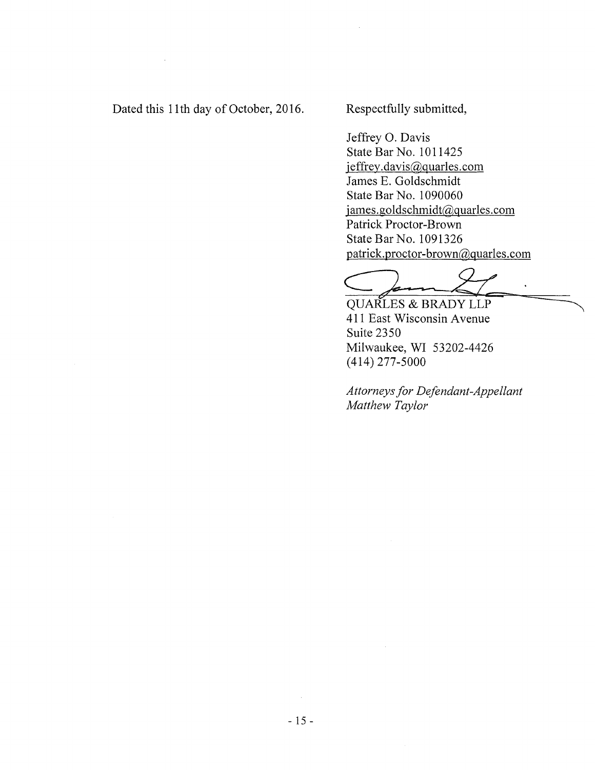Dated this 11th day of October, 2016.

Respectfully submitted,

Jeffrey O. Davis
State Bar No. 1011425
jeffrey.davis@quarles.com
James E. Goldschmidt
State Bar No. 1090060
james.goldschmidt@quarles.com
Patrick Proctor-Brown
State Bar No. 1091326
patrick.proctor-brown@quarles.com

QUARLES & BRADY LLP
411 East Wisconsin Avenue
Suite 2350
Milwaukee, WI 53202-4426
(414) 277-5000

*Attorneys for Defendant-Appellant Matthew Taylor*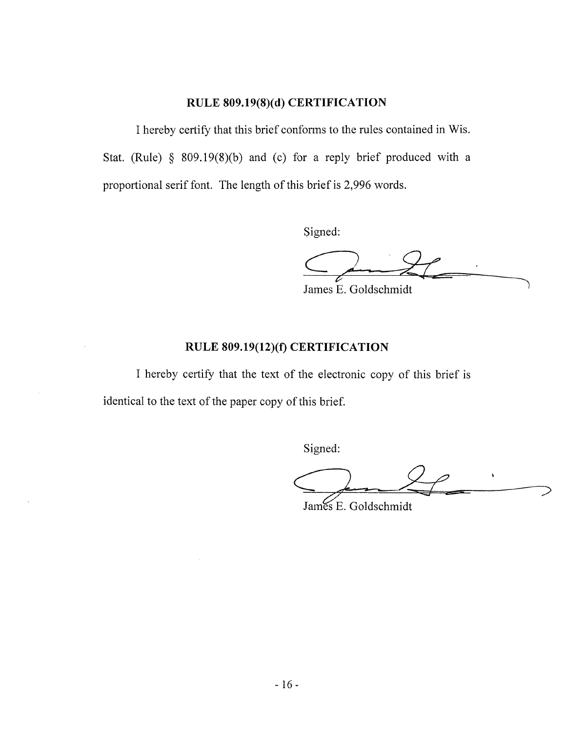## RULE 809.19(8)(d) CERTIFICATION

I hereby certify that this brief conforms to the rules contained in Wis. Stat. (Rule) § 809.19(8)(b) and (c) for a reply brief produced with a proportional serif font. The length of this brief is 2,996 words.

Signed:

James E. Goldschmidt

## RULE 809.19(12)(f) CERTIFICATION

I hereby certify that the text of the electronic copy of this brief is identical to the text of the paper copy of this brief.

Signed:

James E. Goldschmidt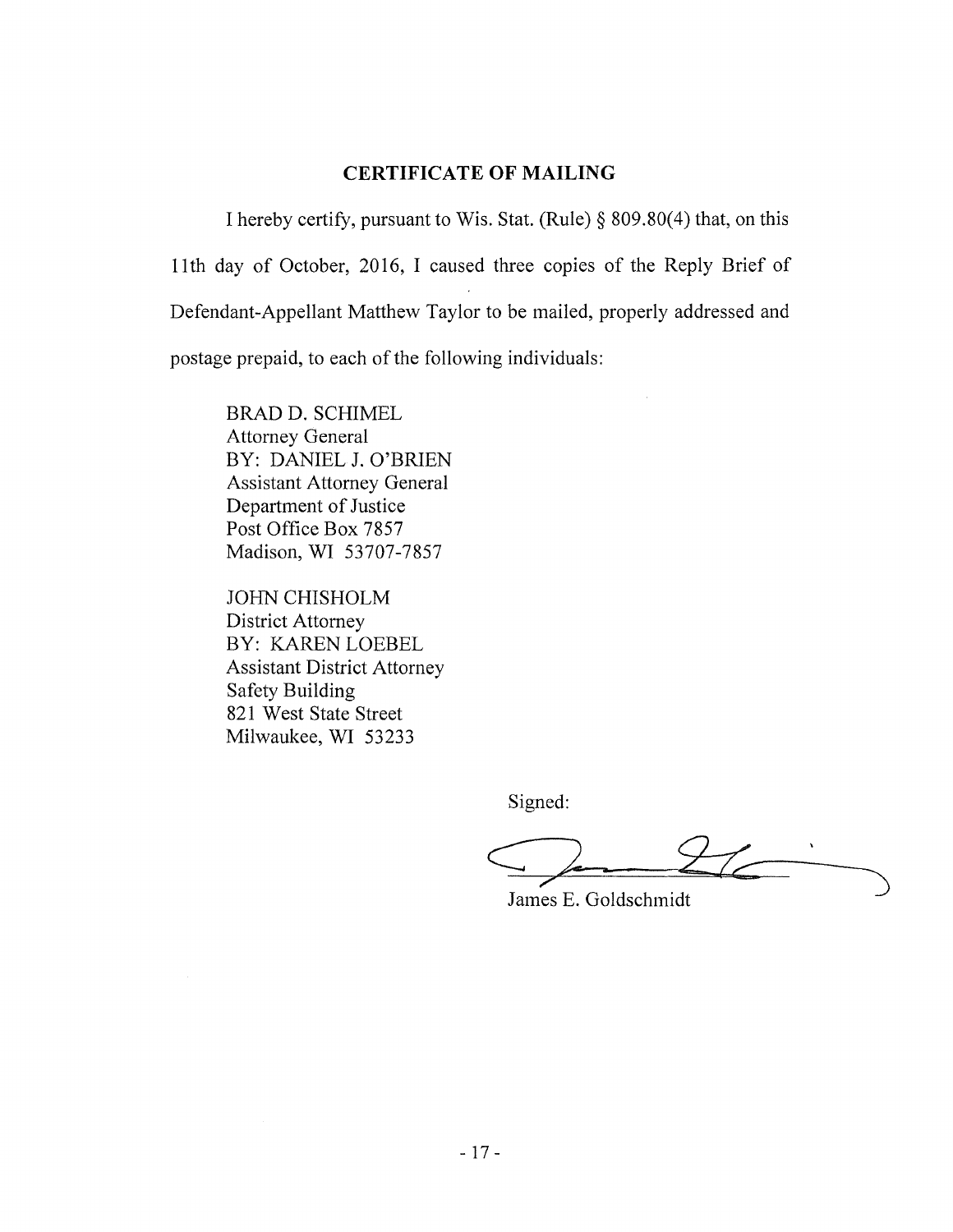## CERTIFICATE OF MAILING

I hereby certify, pursuant to Wis. Stat. (Rule) § 809.80(4) that, on this 11th day of October, 2016, I caused three copies of the Reply Brief of Defendant-Appellant Matthew Taylor to be mailed, properly addressed and postage prepaid, to each of the following individuals:

BRAD D. SCHIMEL
Attorney General
BY: DANIEL J. O'BRIEN
Assistant Attorney General
Department of Justice
Post Office Box 7857
Madison, WI 53707-7857

JOHN CHISHOLM
District Attorney
BY: KAREN LOEBEL
Assistant District Attorney
Safety Building
821 West State Street
Milwaukee, WI 53233

Signed:

James E. Goldschmidt